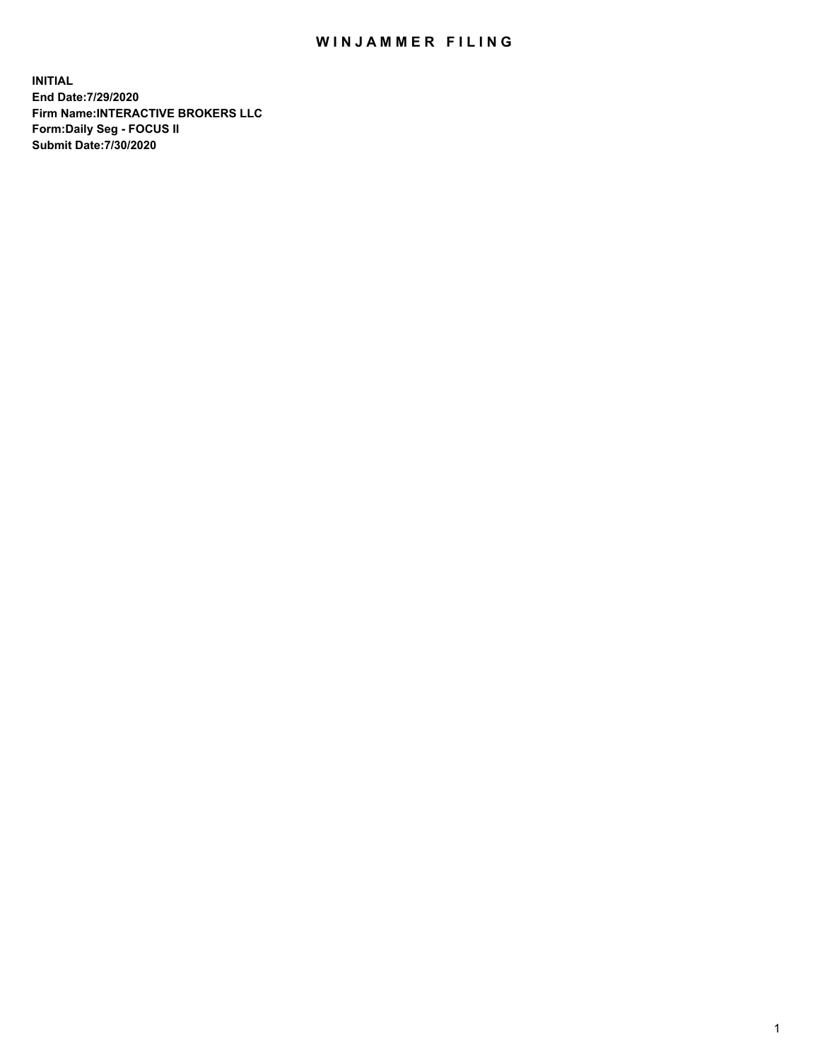# WINJAMMER FILING

**INITIAL**
**End Date:7/29/2020**
**Firm Name:INTERACTIVE BROKERS LLC**
**Form:Daily Seg - FOCUS II**
**Submit Date:7/30/2020**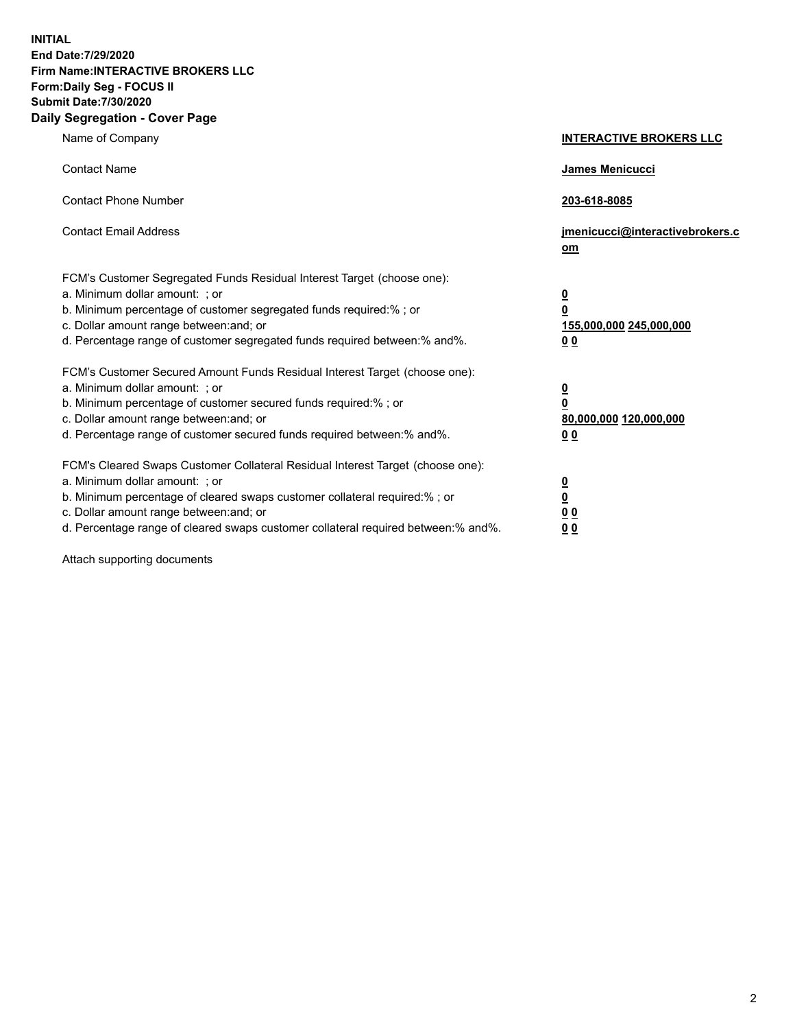**INITIAL**
**End Date:7/29/2020**
**Firm Name:INTERACTIVE BROKERS LLC**
**Form:Daily Seg - FOCUS II**
**Submit Date:7/30/2020**
**Daily Segregation - Cover Page**

| | |
|---|---|
| Name of Company | **INTERACTIVE BROKERS LLC** |
| Contact Name | **James Menicucci** |
| Contact Phone Number | **203-618-8085** |
| Contact Email Address | **jmenicucci@interactivebrokers.com** |
| FCM's Customer Segregated Funds Residual Interest Target (choose one): | |
| a. Minimum dollar amount: ; or | **0** |
| b. Minimum percentage of customer segregated funds required:% ; or | **0** |
| c. Dollar amount range between:and; or | **155,000,000 245,000,000** |
| d. Percentage range of customer segregated funds required between:% and%. | **0 0** |
| FCM's Customer Secured Amount Funds Residual Interest Target (choose one): | |
| a. Minimum dollar amount: ; or | **0** |
| b. Minimum percentage of customer secured funds required:% ; or | **0** |
| c. Dollar amount range between:and; or | **80,000,000 120,000,000** |
| d. Percentage range of customer secured funds required between:% and%. | **0 0** |
| FCM's Cleared Swaps Customer Collateral Residual Interest Target (choose one): | |
| a. Minimum dollar amount: ; or | **0** |
| b. Minimum percentage of cleared swaps customer collateral required:% ; or | **0** |
| c. Dollar amount range between:and; or | **0 0** |
| d. Percentage range of cleared swaps customer collateral required between:% and%. | **0 0** |

Attach supporting documents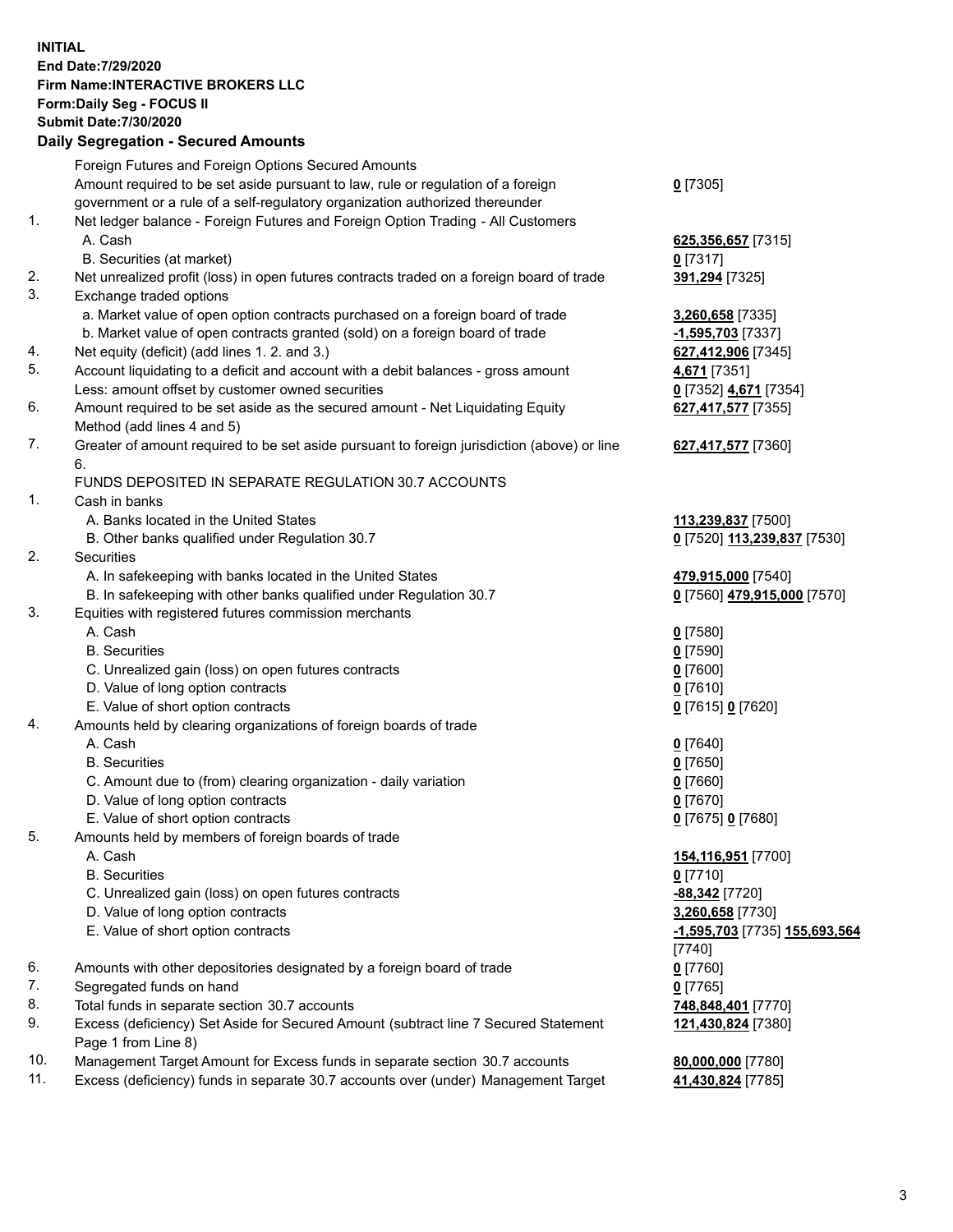**INITIAL**
**End Date:7/29/2020**
**Firm Name:INTERACTIVE BROKERS LLC**
**Form:Daily Seg - FOCUS II**
**Submit Date:7/30/2020**

## Daily Segregation - Secured Amounts

| | | |
|---|---|---|
| | Foreign Futures and Foreign Options Secured Amounts | |
| | Amount required to be set aside pursuant to law, rule or regulation of a foreign government or a rule of a self-regulatory organization authorized thereunder | **0** [7305] |
| 1. | Net ledger balance - Foreign Futures and Foreign Option Trading - All Customers | |
| | A. Cash | **625,356,657** [7315] |
| | B. Securities (at market) | **0** [7317] |
| 2. | Net unrealized profit (loss) in open futures contracts traded on a foreign board of trade | **391,294** [7325] |
| 3. | Exchange traded options | |
| | a. Market value of open option contracts purchased on a foreign board of trade | **3,260,658** [7335] |
| | b. Market value of open contracts granted (sold) on a foreign board of trade | **-1,595,703** [7337] |
| 4. | Net equity (deficit) (add lines 1. 2. and 3.) | **627,412,906** [7345] |
| 5. | Account liquidating to a deficit and account with a debit balances - gross amount | **4,671** [7351] |
| | Less: amount offset by customer owned securities | **0** [7352] **4,671** [7354] |
| 6. | Amount required to be set aside as the secured amount - Net Liquidating Equity Method (add lines 4 and 5) | **627,417,577** [7355] |
| 7. | Greater of amount required to be set aside pursuant to foreign jurisdiction (above) or line 6. | **627,417,577** [7360] |
| | FUNDS DEPOSITED IN SEPARATE REGULATION 30.7 ACCOUNTS | |
| 1. | Cash in banks | |
| | A. Banks located in the United States | **113,239,837** [7500] |
| | B. Other banks qualified under Regulation 30.7 | **0** [7520] **113,239,837** [7530] |
| 2. | Securities | |
| | A. In safekeeping with banks located in the United States | **479,915,000** [7540] |
| | B. In safekeeping with other banks qualified under Regulation 30.7 | **0** [7560] **479,915,000** [7570] |
| 3. | Equities with registered futures commission merchants | |
| | A. Cash | **0** [7580] |
| | B. Securities | **0** [7590] |
| | C. Unrealized gain (loss) on open futures contracts | **0** [7600] |
| | D. Value of long option contracts | **0** [7610] |
| | E. Value of short option contracts | **0** [7615] **0** [7620] |
| 4. | Amounts held by clearing organizations of foreign boards of trade | |
| | A. Cash | **0** [7640] |
| | B. Securities | **0** [7650] |
| | C. Amount due to (from) clearing organization - daily variation | **0** [7660] |
| | D. Value of long option contracts | **0** [7670] |
| | E. Value of short option contracts | **0** [7675] **0** [7680] |
| 5. | Amounts held by members of foreign boards of trade | |
| | A. Cash | **154,116,951** [7700] |
| | B. Securities | **0** [7710] |
| | C. Unrealized gain (loss) on open futures contracts | **-88,342** [7720] |
| | D. Value of long option contracts | **3,260,658** [7730] |
| | E. Value of short option contracts | **-1,595,703** [7735] **155,693,564** [7740] |
| 6. | Amounts with other depositories designated by a foreign board of trade | **0** [7760] |
| 7. | Segregated funds on hand | **0** [7765] |
| 8. | Total funds in separate section 30.7 accounts | **748,848,401** [7770] |
| 9. | Excess (deficiency) Set Aside for Secured Amount (subtract line 7 Secured Statement Page 1 from Line 8) | **121,430,824** [7380] |
| 10. | Management Target Amount for Excess funds in separate section 30.7 accounts | **80,000,000** [7780] |
| 11. | Excess (deficiency) funds in separate 30.7 accounts over (under) Management Target | **41,430,824** [7785] |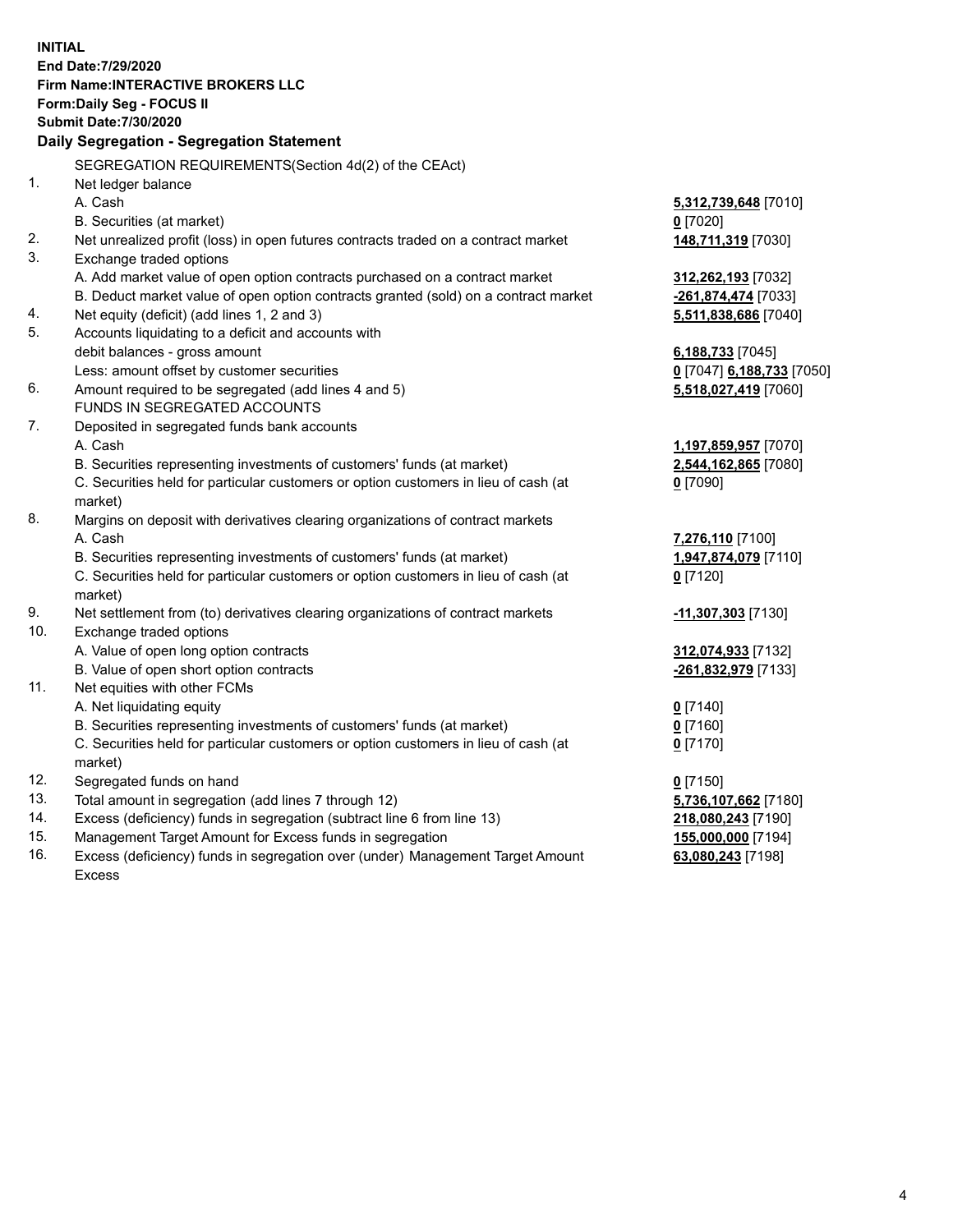**INITIAL**
**End Date:7/29/2020**
**Firm Name:INTERACTIVE BROKERS LLC**
**Form:Daily Seg - FOCUS II**
**Submit Date:7/30/2020**

## Daily Segregation - Segregation Statement

| | | |
|---|---|---|
| | SEGREGATION REQUIREMENTS(Section 4d(2) of the CEAct) | |
| 1. | Net ledger balance | |
| | A. Cash | **5,312,739,648** [7010] |
| | B. Securities (at market) | **0** [7020] |
| 2. | Net unrealized profit (loss) in open futures contracts traded on a contract market | **148,711,319** [7030] |
| 3. | Exchange traded options | |
| | A. Add market value of open option contracts purchased on a contract market | **312,262,193** [7032] |
| | B. Deduct market value of open option contracts granted (sold) on a contract market | **-261,874,474** [7033] |
| 4. | Net equity (deficit) (add lines 1, 2 and 3) | **5,511,838,686** [7040] |
| 5. | Accounts liquidating to a deficit and accounts with debit balances - gross amount | **6,188,733** [7045] |
| | Less: amount offset by customer securities | **0** [7047] **6,188,733** [7050] |
| 6. | Amount required to be segregated (add lines 4 and 5) | **5,518,027,419** [7060] |
| | FUNDS IN SEGREGATED ACCOUNTS | |
| 7. | Deposited in segregated funds bank accounts | |
| | A. Cash | **1,197,859,957** [7070] |
| | B. Securities representing investments of customers' funds (at market) | **2,544,162,865** [7080] |
| | C. Securities held for particular customers or option customers in lieu of cash (at market) | **0** [7090] |
| 8. | Margins on deposit with derivatives clearing organizations of contract markets | |
| | A. Cash | **7,276,110** [7100] |
| | B. Securities representing investments of customers' funds (at market) | **1,947,874,079** [7110] |
| | C. Securities held for particular customers or option customers in lieu of cash (at market) | **0** [7120] |
| 9. | Net settlement from (to) derivatives clearing organizations of contract markets | **-11,307,303** [7130] |
| 10. | Exchange traded options | |
| | A. Value of open long option contracts | **312,074,933** [7132] |
| | B. Value of open short option contracts | **-261,832,979** [7133] |
| 11. | Net equities with other FCMs | |
| | A. Net liquidating equity | **0** [7140] |
| | B. Securities representing investments of customers' funds (at market) | **0** [7160] |
| | C. Securities held for particular customers or option customers in lieu of cash (at market) | **0** [7170] |
| 12. | Segregated funds on hand | **0** [7150] |
| 13. | Total amount in segregation (add lines 7 through 12) | **5,736,107,662** [7180] |
| 14. | Excess (deficiency) funds in segregation (subtract line 6 from line 13) | **218,080,243** [7190] |
| 15. | Management Target Amount for Excess funds in segregation | **155,000,000** [7194] |
| 16. | Excess (deficiency) funds in segregation over (under) Management Target Amount Excess | **63,080,243** [7198] |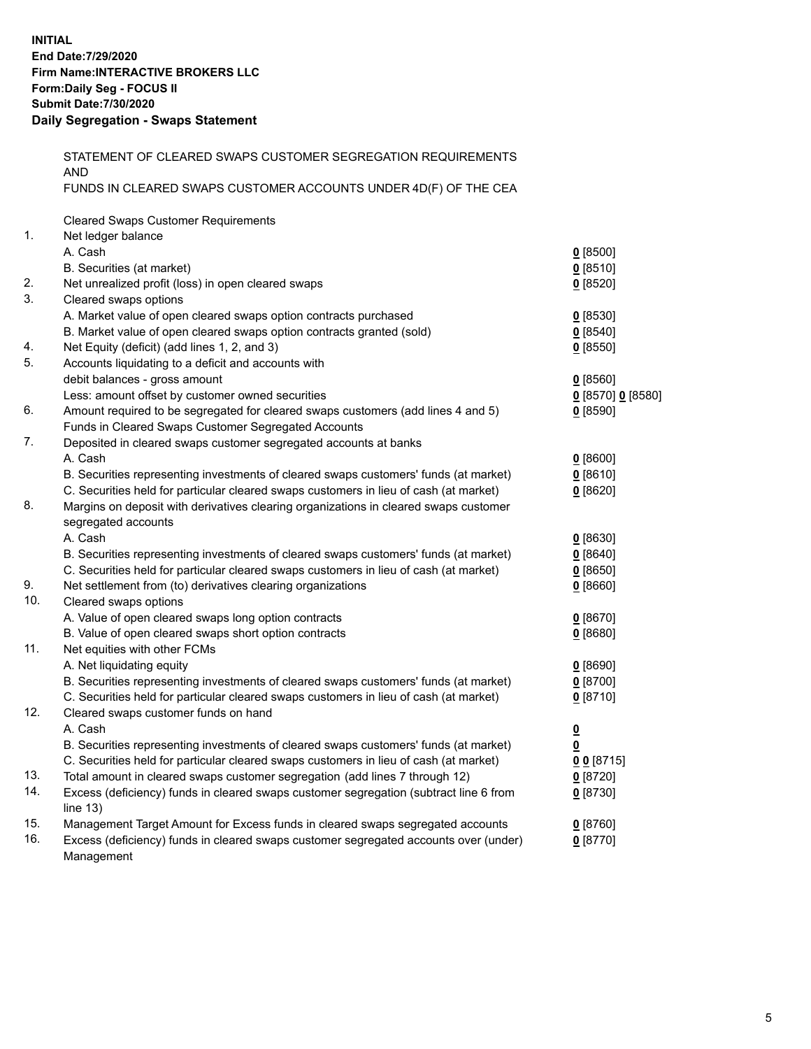**INITIAL**
**End Date:7/29/2020**
**Firm Name:INTERACTIVE BROKERS LLC**
**Form:Daily Seg - FOCUS II**
**Submit Date:7/30/2020**
**Daily Segregation - Swaps Statement**

STATEMENT OF CLEARED SWAPS CUSTOMER SEGREGATION REQUIREMENTS AND FUNDS IN CLEARED SWAPS CUSTOMER ACCOUNTS UNDER 4D(F) OF THE CEA

| | | |
|---|---|---|
| | Cleared Swaps Customer Requirements | |
| 1. | Net ledger balance | |
| | A. Cash | 0 [8500] |
| | B. Securities (at market) | 0 [8510] |
| 2. | Net unrealized profit (loss) in open cleared swaps | 0 [8520] |
| 3. | Cleared swaps options | |
| | A. Market value of open cleared swaps option contracts purchased | 0 [8530] |
| | B. Market value of open cleared swaps option contracts granted (sold) | 0 [8540] |
| 4. | Net Equity (deficit) (add lines 1, 2, and 3) | 0 [8550] |
| 5. | Accounts liquidating to a deficit and accounts with | |
| | debit balances - gross amount | 0 [8560] |
| | Less: amount offset by customer owned securities | 0 [8570] 0 [8580] |
| 6. | Amount required to be segregated for cleared swaps customers (add lines 4 and 5) | 0 [8590] |
| | Funds in Cleared Swaps Customer Segregated Accounts | |
| 7. | Deposited in cleared swaps customer segregated accounts at banks | |
| | A. Cash | 0 [8600] |
| | B. Securities representing investments of cleared swaps customers' funds (at market) | 0 [8610] |
| | C. Securities held for particular cleared swaps customers in lieu of cash (at market) | 0 [8620] |
| 8. | Margins on deposit with derivatives clearing organizations in cleared swaps customer segregated accounts | |
| | A. Cash | 0 [8630] |
| | B. Securities representing investments of cleared swaps customers' funds (at market) | 0 [8640] |
| | C. Securities held for particular cleared swaps customers in lieu of cash (at market) | 0 [8650] |
| 9. | Net settlement from (to) derivatives clearing organizations | 0 [8660] |
| 10. | Cleared swaps options | |
| | A. Value of open cleared swaps long option contracts | 0 [8670] |
| | B. Value of open cleared swaps short option contracts | 0 [8680] |
| 11. | Net equities with other FCMs | |
| | A. Net liquidating equity | 0 [8690] |
| | B. Securities representing investments of cleared swaps customers' funds (at market) | 0 [8700] |
| | C. Securities held for particular cleared swaps customers in lieu of cash (at market) | 0 [8710] |
| 12. | Cleared swaps customer funds on hand | |
| | A. Cash | 0 |
| | B. Securities representing investments of cleared swaps customers' funds (at market) | 0 |
| | C. Securities held for particular cleared swaps customers in lieu of cash (at market) | 0 0 [8715] |
| 13. | Total amount in cleared swaps customer segregation (add lines 7 through 12) | 0 [8720] |
| 14. | Excess (deficiency) funds in cleared swaps customer segregation (subtract line 6 from line 13) | 0 [8730] |
| 15. | Management Target Amount for Excess funds in cleared swaps segregated accounts | 0 [8760] |
| 16. | Excess (deficiency) funds in cleared swaps customer segregated accounts over (under) Management | 0 [8770] |